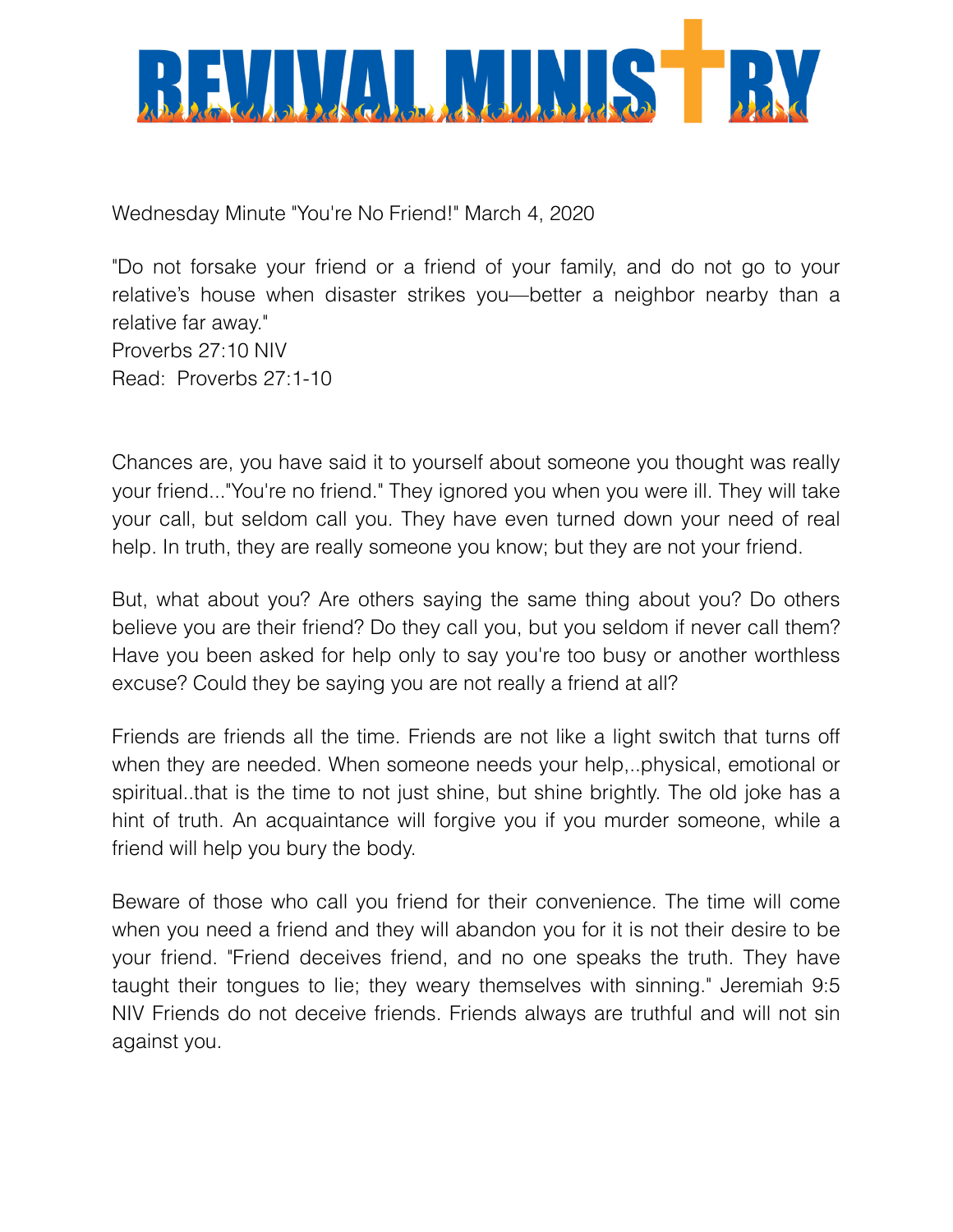# REVIVAL MINISTRY

Wednesday Minute "You're No Friend!" March 4, 2020

"Do not forsake your friend or a friend of your family, and do not go to your relative's house when disaster strikes you—better a neighbor nearby than a relative far away."
Proverbs 27:10 NIV
Read: Proverbs 27:1-10

Chances are, you have said it to yourself about someone you thought was really your friend..."You're no friend." They ignored you when you were ill. They will take your call, but seldom call you. They have even turned down your need of real help. In truth, they are really someone you know; but they are not your friend.

But, what about you? Are others saying the same thing about you? Do others believe you are their friend? Do they call you, but you seldom if never call them? Have you been asked for help only to say you're too busy or another worthless excuse? Could they be saying you are not really a friend at all?

Friends are friends all the time. Friends are not like a light switch that turns off when they are needed. When someone needs your help,..physical, emotional or spiritual..that is the time to not just shine, but shine brightly. The old joke has a hint of truth. An acquaintance will forgive you if you murder someone, while a friend will help you bury the body.

Beware of those who call you friend for their convenience. The time will come when you need a friend and they will abandon you for it is not their desire to be your friend. "Friend deceives friend, and no one speaks the truth. They have taught their tongues to lie; they weary themselves with sinning." Jeremiah 9:5 NIV Friends do not deceive friends. Friends always are truthful and will not sin against you.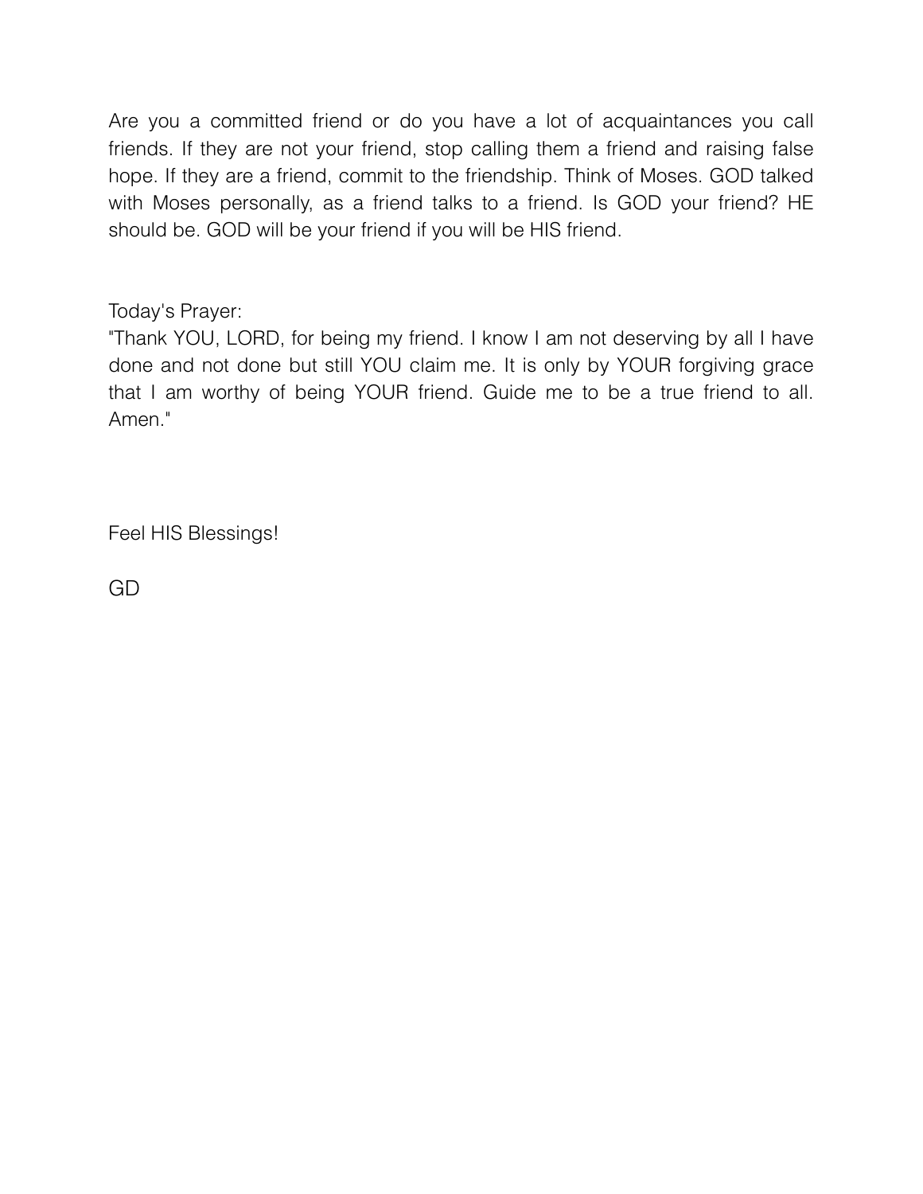Are you a committed friend or do you have a lot of acquaintances you call friends. If they are not your friend, stop calling them a friend and raising false hope. If they are a friend, commit to the friendship. Think of Moses. GOD talked with Moses personally, as a friend talks to a friend. Is GOD your friend? HE should be. GOD will be your friend if you will be HIS friend.

Today's Prayer:
"Thank YOU, LORD, for being my friend. I know I am not deserving by all I have done and not done but still YOU claim me. It is only by YOUR forgiving grace that I am worthy of being YOUR friend. Guide me to be a true friend to all. Amen."

Feel HIS Blessings!

GD